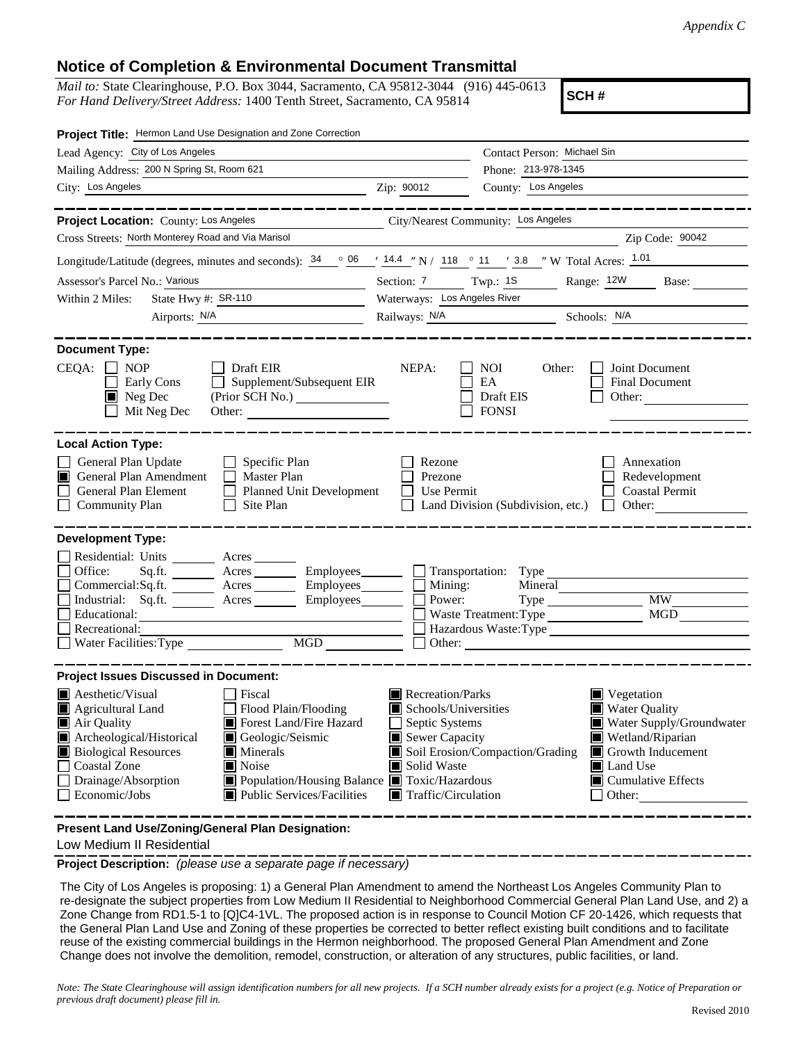*Appendix C*

## Notice of Completion & Environmental Document Transmittal

*Mail to:* State Clearinghouse, P.O. Box 3044, Sacramento, CA 95812-3044 (916) 445-0613
*For Hand Delivery/Street Address:* 1400 Tenth Street, Sacramento, CA 95814

**SCH #**

**Project Title:** Hermon Land Use Designation and Zone Correction

Lead Agency: City of Los Angeles
Contact Person: Michael Sin
Mailing Address: 200 N Spring St, Room 621
Phone: 213-978-1345
City: Los Angeles
Zip: 90012
County: Los Angeles

**Project Location:** County: Los Angeles
City/Nearest Community: Los Angeles
Cross Streets: North Monterey Road and Via Marisol
Zip Code: 90042
Longitude/Latitude (degrees, minutes and seconds): 34 ° 06 ′ 14.4 ″ N / 118 ° 11 ′ 3.8 ″ W Total Acres: 1.01
Assessor's Parcel No.: Various
Section: 7 Twp.: 1S Range: 12W Base:
Within 2 Miles: State Hwy #: SR-110
Waterways: Los Angeles River
Airports: N/A
Railways: N/A
Schools: N/A

**Document Type:**

CEQA:
- [ ] NOP
- [ ] Early Cons
- [x] Neg Dec
- [ ] Mit Neg Dec
- [ ] Draft EIR
- [ ] Supplement/Subsequent EIR (Prior SCH No.)
- Other:

NEPA:
- [ ] NOI
- [ ] EA
- [ ] Draft EIS
- [ ] FONSI

Other:
- [ ] Joint Document
- [ ] Final Document
- [ ] Other:

**Local Action Type:**

- [ ] General Plan Update
- [x] General Plan Amendment
- [ ] General Plan Element
- [ ] Community Plan
- [ ] Specific Plan
- [ ] Master Plan
- [ ] Planned Unit Development
- [ ] Site Plan
- [ ] Rezone
- [ ] Prezone
- [ ] Use Permit
- [ ] Land Division (Subdivision, etc.)
- [ ] Annexation
- [ ] Redevelopment
- [ ] Coastal Permit
- [ ] Other:

**Development Type:**

- [ ] Residential: Units ___ Acres ___
- [ ] Office: Sq.ft. ___ Acres ___ Employees ___
- [ ] Commercial: Sq.ft. ___ Acres ___ Employees ___
- [ ] Industrial: Sq.ft. ___ Acres ___ Employees ___
- [ ] Educational:
- [ ] Recreational:
- [ ] Water Facilities: Type ___ MGD ___
- [ ] Transportation: Type
- [ ] Mining: Mineral
- [ ] Power: Type ___ MW
- [ ] Waste Treatment: Type ___ MGD
- [ ] Hazardous Waste: Type
- [ ] Other:

**Project Issues Discussed in Document:**

- [x] Aesthetic/Visual
- [x] Agricultural Land
- [x] Air Quality
- [x] Archeological/Historical
- [x] Biological Resources
- [ ] Coastal Zone
- [ ] Drainage/Absorption
- [ ] Economic/Jobs
- [ ] Fiscal
- [ ] Flood Plain/Flooding
- [x] Forest Land/Fire Hazard
- [x] Geologic/Seismic
- [x] Minerals
- [x] Noise
- [x] Population/Housing Balance
- [x] Public Services/Facilities
- [x] Recreation/Parks
- [x] Schools/Universities
- [ ] Septic Systems
- [x] Sewer Capacity
- [x] Soil Erosion/Compaction/Grading
- [x] Solid Waste
- [x] Toxic/Hazardous
- [x] Traffic/Circulation
- [x] Vegetation
- [x] Water Quality
- [x] Water Supply/Groundwater
- [x] Wetland/Riparian
- [x] Growth Inducement
- [x] Land Use
- [x] Cumulative Effects
- [ ] Other:

**Present Land Use/Zoning/General Plan Designation:**

Low Medium II Residential

**Project Description:** *(please use a separate page if necessary)*

The City of Los Angeles is proposing: 1) a General Plan Amendment to amend the Northeast Los Angeles Community Plan to re-designate the subject properties from Low Medium II Residential to Neighborhood Commercial General Plan Land Use, and 2) a Zone Change from RD1.5-1 to [Q]C4-1VL. The proposed action is in response to Council Motion CF 20-1426, which requests that the General Plan Land Use and Zoning of these properties be corrected to better reflect existing built conditions and to facilitate reuse of the existing commercial buildings in the Hermon neighborhood. The proposed General Plan Amendment and Zone Change does not involve the demolition, remodel, construction, or alteration of any structures, public facilities, or land.

*Note: The State Clearinghouse will assign identification numbers for all new projects. If a SCH number already exists for a project (e.g. Notice of Preparation or previous draft document) please fill in.*

Revised 2010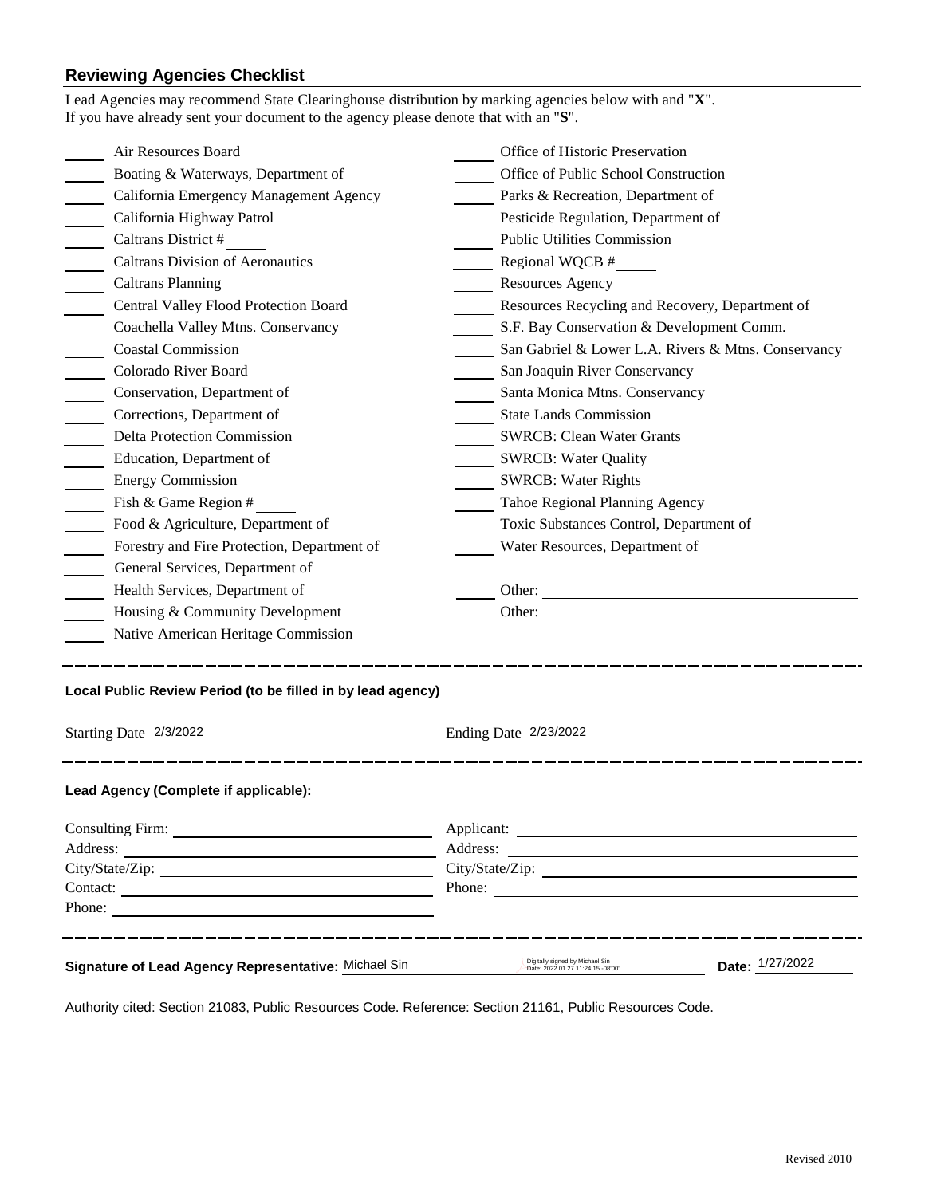## Reviewing Agencies Checklist

Lead Agencies may recommend State Clearinghouse distribution by marking agencies below with and "**X**".
If you have already sent your document to the agency please denote that with an "**S**".

- _____ Air Resources Board
- _____ Boating & Waterways, Department of
- _____ California Emergency Management Agency
- _____ California Highway Patrol
- _____ Caltrans District # _____
- _____ Caltrans Division of Aeronautics
- _____ Caltrans Planning
- _____ Central Valley Flood Protection Board
- _____ Coachella Valley Mtns. Conservancy
- _____ Coastal Commission
- _____ Colorado River Board
- _____ Conservation, Department of
- _____ Corrections, Department of
- _____ Delta Protection Commission
- _____ Education, Department of
- _____ Energy Commission
- _____ Fish & Game Region # _____
- _____ Food & Agriculture, Department of
- _____ Forestry and Fire Protection, Department of
- _____ General Services, Department of
- _____ Health Services, Department of
- _____ Housing & Community Development
- _____ Native American Heritage Commission
- _____ Office of Historic Preservation
- _____ Office of Public School Construction
- _____ Parks & Recreation, Department of
- _____ Pesticide Regulation, Department of
- _____ Public Utilities Commission
- _____ Regional WQCB # _____
- _____ Resources Agency
- _____ Resources Recycling and Recovery, Department of
- _____ S.F. Bay Conservation & Development Comm.
- _____ San Gabriel & Lower L.A. Rivers & Mtns. Conservancy
- _____ San Joaquin River Conservancy
- _____ Santa Monica Mtns. Conservancy
- _____ State Lands Commission
- _____ SWRCB: Clean Water Grants
- _____ SWRCB: Water Quality
- _____ SWRCB: Water Rights
- _____ Tahoe Regional Planning Agency
- _____ Toxic Substances Control, Department of
- _____ Water Resources, Department of
- _____ Other: _____
- _____ Other: _____

---

**Local Public Review Period (to be filled in by lead agency)**

Starting Date 2/3/2022 Ending Date 2/23/2022

---

**Lead Agency (Complete if applicable):**

Consulting Firm:
Address:
City/State/Zip:
Contact:
Phone:

Applicant:
Address:
City/State/Zip:
Phone:

---

**Signature of Lead Agency Representative:** Michael Sin Digitally signed by Michael Sin Date: 2022.01.27 11:24:15 -08'00' **Date:** 1/27/2022

Authority cited: Section 21083, Public Resources Code. Reference: Section 21161, Public Resources Code.

Revised 2010